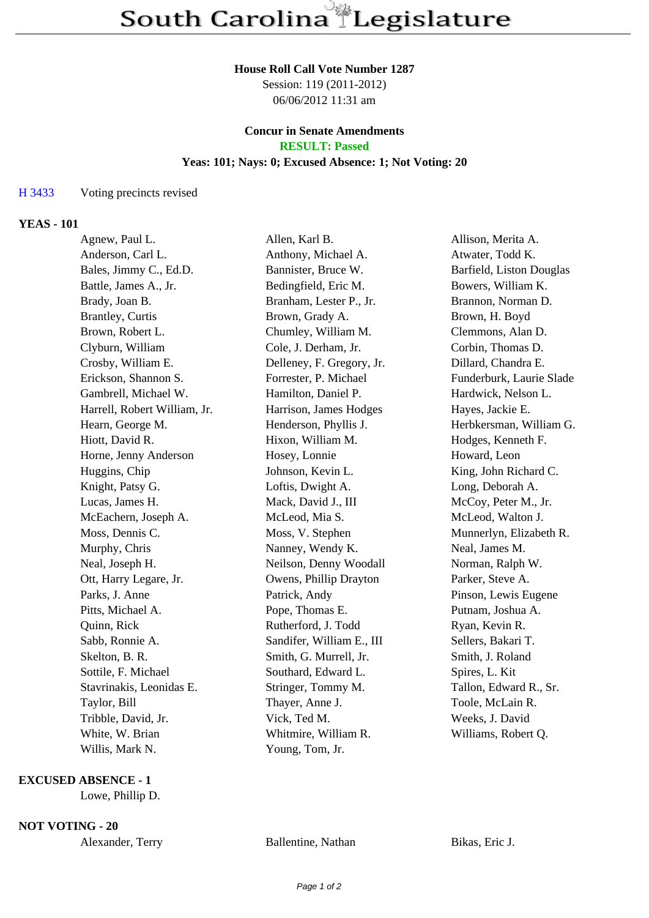# South Carolina Legislature

**House Roll Call Vote Number 1287**
Session: 119 (2011-2012)
06/06/2012 11:31 am

**Concur in Senate Amendments**
**RESULT: Passed**
**Yeas: 101; Nays: 0; Excused Absence: 1; Not Voting: 20**

H 3433 Voting precincts revised

**YEAS - 101**

| | | |
|---|---|---|
| Agnew, Paul L. | Allen, Karl B. | Allison, Merita A. |
| Anderson, Carl L. | Anthony, Michael A. | Atwater, Todd K. |
| Bales, Jimmy C., Ed.D. | Bannister, Bruce W. | Barfield, Liston Douglas |
| Battle, James A., Jr. | Bedingfield, Eric M. | Bowers, William K. |
| Brady, Joan B. | Branham, Lester P., Jr. | Brannon, Norman D. |
| Brantley, Curtis | Brown, Grady A. | Brown, H. Boyd |
| Brown, Robert L. | Chumley, William M. | Clemmons, Alan D. |
| Clyburn, William | Cole, J. Derham, Jr. | Corbin, Thomas D. |
| Crosby, William E. | Delleney, F. Gregory, Jr. | Dillard, Chandra E. |
| Erickson, Shannon S. | Forrester, P. Michael | Funderburk, Laurie Slade |
| Gambrell, Michael W. | Hamilton, Daniel P. | Hardwick, Nelson L. |
| Harrell, Robert William, Jr. | Harrison, James Hodges | Hayes, Jackie E. |
| Hearn, George M. | Henderson, Phyllis J. | Herbkersman, William G. |
| Hiott, David R. | Hixon, William M. | Hodges, Kenneth F. |
| Horne, Jenny Anderson | Hosey, Lonnie | Howard, Leon |
| Huggins, Chip | Johnson, Kevin L. | King, John Richard C. |
| Knight, Patsy G. | Loftis, Dwight A. | Long, Deborah A. |
| Lucas, James H. | Mack, David J., III | McCoy, Peter M., Jr. |
| McEachern, Joseph A. | McLeod, Mia S. | McLeod, Walton J. |
| Moss, Dennis C. | Moss, V. Stephen | Munnerlyn, Elizabeth R. |
| Murphy, Chris | Nanney, Wendy K. | Neal, James M. |
| Neal, Joseph H. | Neilson, Denny Woodall | Norman, Ralph W. |
| Ott, Harry Legare, Jr. | Owens, Phillip Drayton | Parker, Steve A. |
| Parks, J. Anne | Patrick, Andy | Pinson, Lewis Eugene |
| Pitts, Michael A. | Pope, Thomas E. | Putnam, Joshua A. |
| Quinn, Rick | Rutherford, J. Todd | Ryan, Kevin R. |
| Sabb, Ronnie A. | Sandifer, William E., III | Sellers, Bakari T. |
| Skelton, B. R. | Smith, G. Murrell, Jr. | Smith, J. Roland |
| Sottile, F. Michael | Southard, Edward L. | Spires, L. Kit |
| Stavrinakis, Leonidas E. | Stringer, Tommy M. | Tallon, Edward R., Sr. |
| Taylor, Bill | Thayer, Anne J. | Toole, McLain R. |
| Tribble, David, Jr. | Vick, Ted M. | Weeks, J. David |
| White, W. Brian | Whitmire, William R. | Williams, Robert Q. |
| Willis, Mark N. | Young, Tom, Jr. | |

**EXCUSED ABSENCE - 1**

Lowe, Phillip D.

**NOT VOTING - 20**

| | | |
|---|---|---|
| Alexander, Terry | Ballentine, Nathan | Bikas, Eric J. |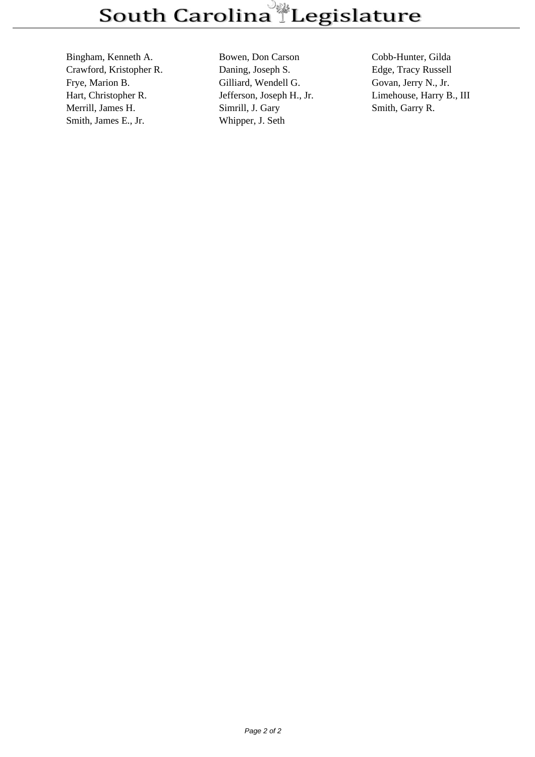Bingham, Kenneth A.
Bowen, Don Carson
Cobb-Hunter, Gilda
Crawford, Kristopher R.
Daning, Joseph S.
Edge, Tracy Russell
Frye, Marion B.
Gilliard, Wendell G.
Govan, Jerry N., Jr.
Hart, Christopher R.
Jefferson, Joseph H., Jr.
Limehouse, Harry B., III
Merrill, James H.
Simrill, J. Gary
Smith, Garry R.
Smith, James E., Jr.
Whipper, J. Seth